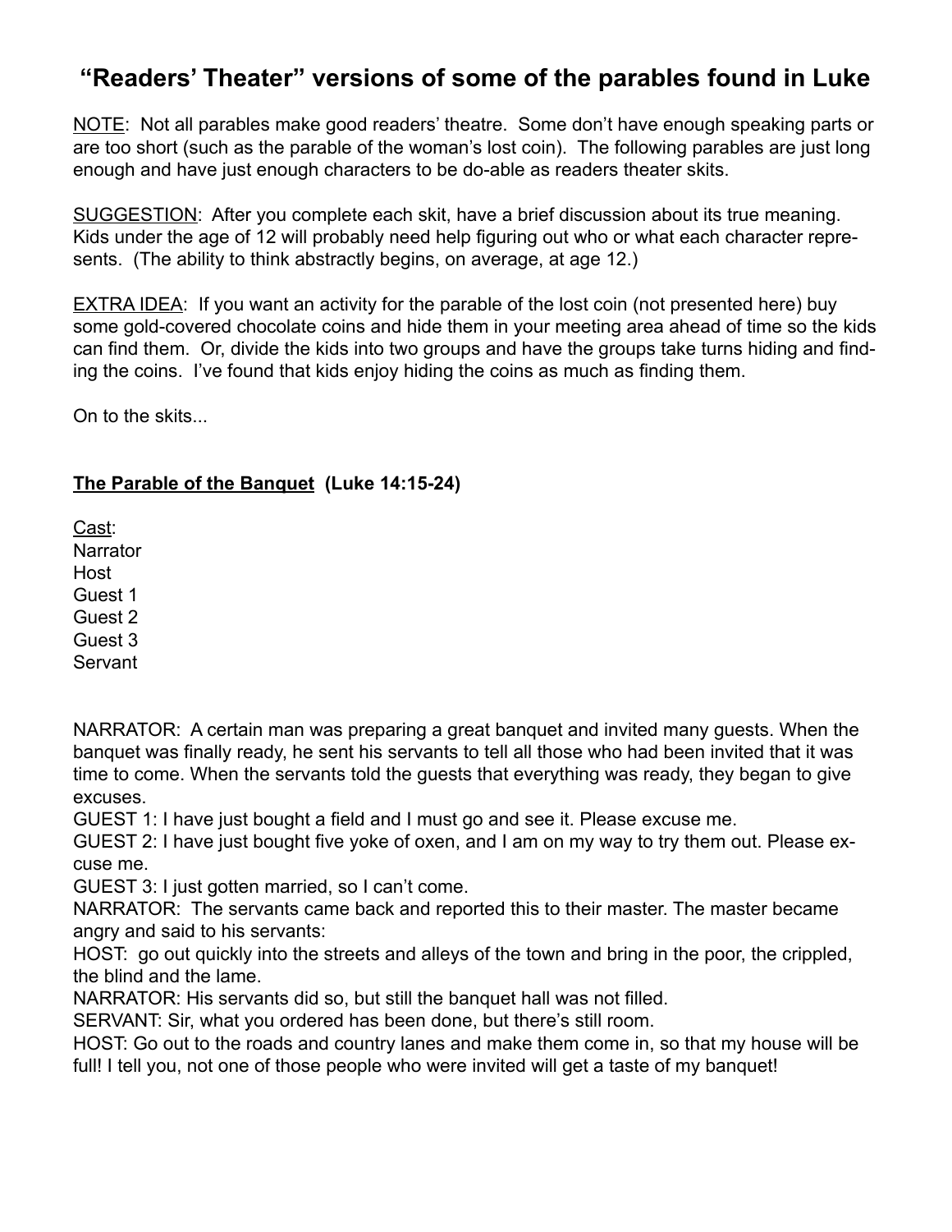# "Readers' Theater" versions of some of the parables found in Luke

<u>NOTE</u>: Not all parables make good readers' theatre. Some don't have enough speaking parts or are too short (such as the parable of the woman's lost coin). The following parables are just long enough and have just enough characters to be do-able as readers theater skits.

<u>SUGGESTION</u>: After you complete each skit, have a brief discussion about its true meaning. Kids under the age of 12 will probably need help figuring out who or what each character represents. (The ability to think abstractly begins, on average, at age 12.)

<u>EXTRA IDEA</u>: If you want an activity for the parable of the lost coin (not presented here) buy some gold-covered chocolate coins and hide them in your meeting area ahead of time so the kids can find them. Or, divide the kids into two groups and have the groups take turns hiding and finding the coins. I've found that kids enjoy hiding the coins as much as finding them.

On to the skits...

## <u>The Parable of the Banquet</u> (Luke 14:15-24)

<u>Cast</u>:
Narrator
Host
Guest 1
Guest 2
Guest 3
Servant

NARRATOR: A certain man was preparing a great banquet and invited many guests. When the banquet was finally ready, he sent his servants to tell all those who had been invited that it was time to come. When the servants told the guests that everything was ready, they began to give excuses.
GUEST 1: I have just bought a field and I must go and see it. Please excuse me.
GUEST 2: I have just bought five yoke of oxen, and I am on my way to try them out. Please excuse me.
GUEST 3: I just gotten married, so I can't come.
NARRATOR: The servants came back and reported this to their master. The master became angry and said to his servants:
HOST: go out quickly into the streets and alleys of the town and bring in the poor, the crippled, the blind and the lame.
NARRATOR: His servants did so, but still the banquet hall was not filled.
SERVANT: Sir, what you ordered has been done, but there's still room.
HOST: Go out to the roads and country lanes and make them come in, so that my house will be full! I tell you, not one of those people who were invited will get a taste of my banquet!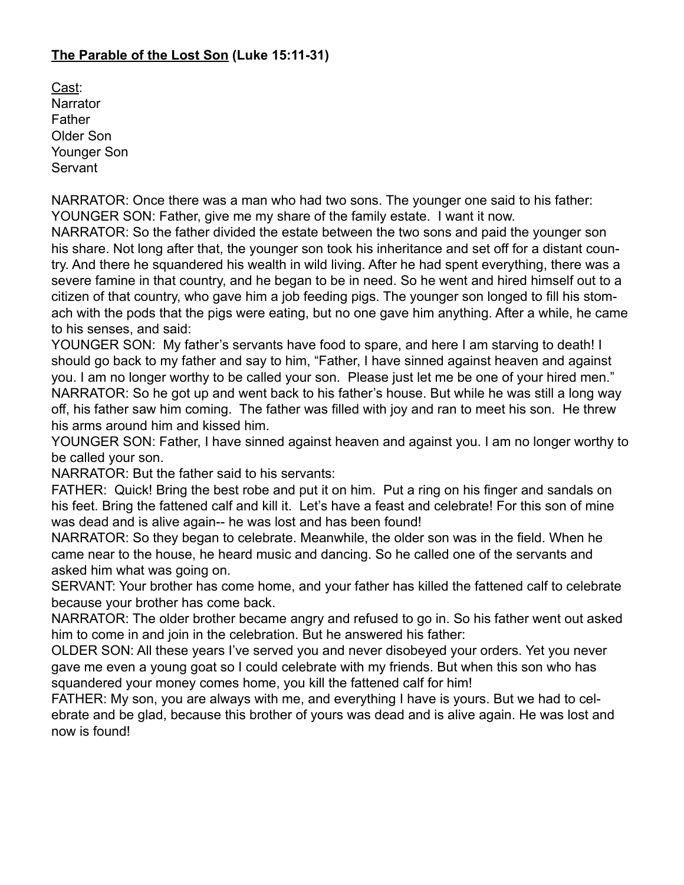**<u>The Parable of the Lost Son</u> (Luke 15:11-31)**

<u>Cast</u>:
Narrator
Father
Older Son
Younger Son
Servant

NARRATOR: Once there was a man who had two sons. The younger one said to his father:
YOUNGER SON: Father, give me my share of the family estate. I want it now.
NARRATOR: So the father divided the estate between the two sons and paid the younger son his share. Not long after that, the younger son took his inheritance and set off for a distant country. And there he squandered his wealth in wild living. After he had spent everything, there was a severe famine in that country, and he began to be in need. So he went and hired himself out to a citizen of that country, who gave him a job feeding pigs. The younger son longed to fill his stomach with the pods that the pigs were eating, but no one gave him anything. After a while, he came to his senses, and said:
YOUNGER SON: My father's servants have food to spare, and here I am starving to death! I should go back to my father and say to him, "Father, I have sinned against heaven and against you. I am no longer worthy to be called your son. Please just let me be one of your hired men."
NARRATOR: So he got up and went back to his father's house. But while he was still a long way off, his father saw him coming. The father was filled with joy and ran to meet his son. He threw his arms around him and kissed him.
YOUNGER SON: Father, I have sinned against heaven and against you. I am no longer worthy to be called your son.
NARRATOR: But the father said to his servants:
FATHER: Quick! Bring the best robe and put it on him. Put a ring on his finger and sandals on his feet. Bring the fattened calf and kill it. Let's have a feast and celebrate! For this son of mine was dead and is alive again-- he was lost and has been found!
NARRATOR: So they began to celebrate. Meanwhile, the older son was in the field. When he came near to the house, he heard music and dancing. So he called one of the servants and asked him what was going on.
SERVANT: Your brother has come home, and your father has killed the fattened calf to celebrate because your brother has come back.
NARRATOR: The older brother became angry and refused to go in. So his father went out asked him to come in and join in the celebration. But he answered his father:
OLDER SON: All these years I've served you and never disobeyed your orders. Yet you never gave me even a young goat so I could celebrate with my friends. But when this son who has squandered your money comes home, you kill the fattened calf for him!
FATHER: My son, you are always with me, and everything I have is yours. But we had to celebrate and be glad, because this brother of yours was dead and is alive again. He was lost and now is found!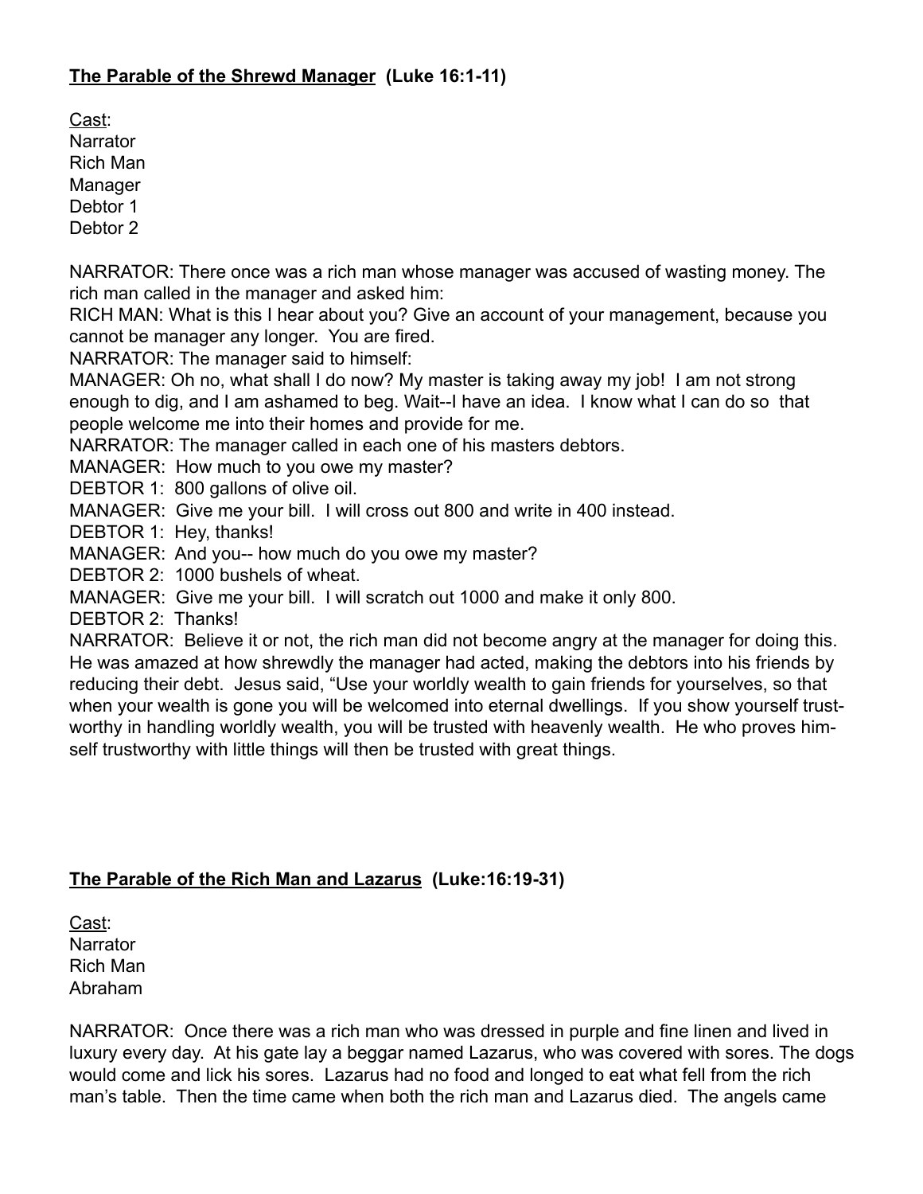**<u>The Parable of the Shrewd Manager</u> (Luke 16:1-11)**

<u>Cast</u>:
Narrator
Rich Man
Manager
Debtor 1
Debtor 2

NARRATOR: There once was a rich man whose manager was accused of wasting money. The rich man called in the manager and asked him:
RICH MAN: What is this I hear about you? Give an account of your management, because you cannot be manager any longer. You are fired.
NARRATOR: The manager said to himself:
MANAGER: Oh no, what shall I do now? My master is taking away my job! I am not strong enough to dig, and I am ashamed to beg. Wait--I have an idea. I know what I can do so that people welcome me into their homes and provide for me.
NARRATOR: The manager called in each one of his masters debtors.
MANAGER: How much to you owe my master?
DEBTOR 1: 800 gallons of olive oil.
MANAGER: Give me your bill. I will cross out 800 and write in 400 instead.
DEBTOR 1: Hey, thanks!
MANAGER: And you-- how much do you owe my master?
DEBTOR 2: 1000 bushels of wheat.
MANAGER: Give me your bill. I will scratch out 1000 and make it only 800.
DEBTOR 2: Thanks!
NARRATOR: Believe it or not, the rich man did not become angry at the manager for doing this. He was amazed at how shrewdly the manager had acted, making the debtors into his friends by reducing their debt. Jesus said, "Use your worldly wealth to gain friends for yourselves, so that when your wealth is gone you will be welcomed into eternal dwellings. If you show yourself trust-worthy in handling worldly wealth, you will be trusted with heavenly wealth. He who proves him-self trustworthy with little things will then be trusted with great things.

**<u>The Parable of the Rich Man and Lazarus</u> (Luke:16:19-31)**

<u>Cast</u>:
Narrator
Rich Man
Abraham

NARRATOR: Once there was a rich man who was dressed in purple and fine linen and lived in luxury every day. At his gate lay a beggar named Lazarus, who was covered with sores. The dogs would come and lick his sores. Lazarus had no food and longed to eat what fell from the rich man's table. Then the time came when both the rich man and Lazarus died. The angels came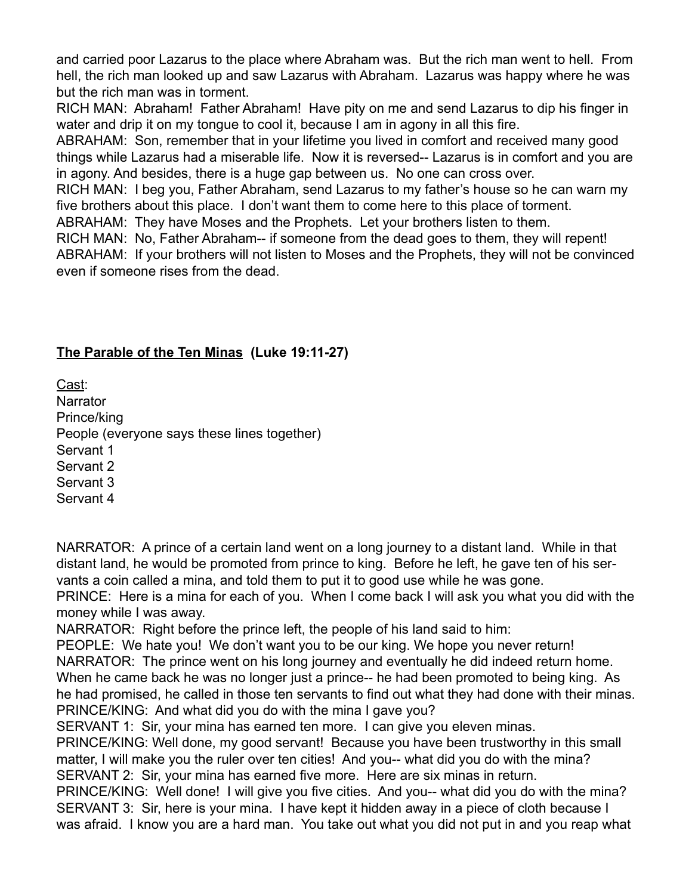and carried poor Lazarus to the place where Abraham was. But the rich man went to hell. From hell, the rich man looked up and saw Lazarus with Abraham. Lazarus was happy where he was but the rich man was in torment.

RICH MAN: Abraham! Father Abraham! Have pity on me and send Lazarus to dip his finger in water and drip it on my tongue to cool it, because I am in agony in all this fire.

ABRAHAM: Son, remember that in your lifetime you lived in comfort and received many good things while Lazarus had a miserable life. Now it is reversed-- Lazarus is in comfort and you are in agony. And besides, there is a huge gap between us. No one can cross over.

RICH MAN: I beg you, Father Abraham, send Lazarus to my father's house so he can warn my five brothers about this place. I don't want them to come here to this place of torment.

ABRAHAM: They have Moses and the Prophets. Let your brothers listen to them.

RICH MAN: No, Father Abraham-- if someone from the dead goes to them, they will repent!

ABRAHAM: If your brothers will not listen to Moses and the Prophets, they will not be convinced even if someone rises from the dead.

**<u>The Parable of the Ten Minas</u> (Luke 19:11-27)**

<u>Cast</u>:
Narrator
Prince/king
People (everyone says these lines together)
Servant 1
Servant 2
Servant 3
Servant 4

NARRATOR: A prince of a certain land went on a long journey to a distant land. While in that distant land, he would be promoted from prince to king. Before he left, he gave ten of his servants a coin called a mina, and told them to put it to good use while he was gone.

PRINCE: Here is a mina for each of you. When I come back I will ask you what you did with the money while I was away.

NARRATOR: Right before the prince left, the people of his land said to him:

PEOPLE: We hate you! We don't want you to be our king. We hope you never return!

NARRATOR: The prince went on his long journey and eventually he did indeed return home. When he came back he was no longer just a prince-- he had been promoted to being king. As he had promised, he called in those ten servants to find out what they had done with their minas.

PRINCE/KING: And what did you do with the mina I gave you?

SERVANT 1: Sir, your mina has earned ten more. I can give you eleven minas.

PRINCE/KING: Well done, my good servant! Because you have been trustworthy in this small matter, I will make you the ruler over ten cities! And you-- what did you do with the mina?

SERVANT 2: Sir, your mina has earned five more. Here are six minas in return.

PRINCE/KING: Well done! I will give you five cities. And you-- what did you do with the mina?

SERVANT 3: Sir, here is your mina. I have kept it hidden away in a piece of cloth because I was afraid. I know you are a hard man. You take out what you did not put in and you reap what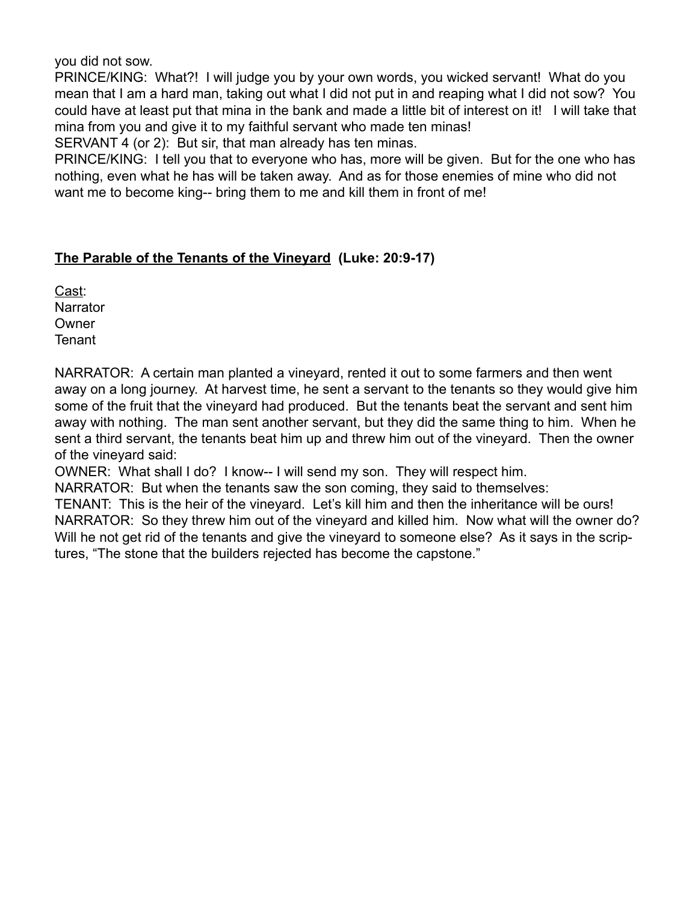you did not sow.
PRINCE/KING: What?! I will judge you by your own words, you wicked servant! What do you mean that I am a hard man, taking out what I did not put in and reaping what I did not sow? You could have at least put that mina in the bank and made a little bit of interest on it! I will take that mina from you and give it to my faithful servant who made ten minas!
SERVANT 4 (or 2): But sir, that man already has ten minas.
PRINCE/KING: I tell you that to everyone who has, more will be given. But for the one who has nothing, even what he has will be taken away. And as for those enemies of mine who did not want me to become king-- bring them to me and kill them in front of me!

**<u>The Parable of the Tenants of the Vineyard</u> (Luke: 20:9-17)**

<u>Cast</u>:
Narrator
Owner
Tenant

NARRATOR: A certain man planted a vineyard, rented it out to some farmers and then went away on a long journey. At harvest time, he sent a servant to the tenants so they would give him some of the fruit that the vineyard had produced. But the tenants beat the servant and sent him away with nothing. The man sent another servant, but they did the same thing to him. When he sent a third servant, the tenants beat him up and threw him out of the vineyard. Then the owner of the vineyard said:
OWNER: What shall I do? I know-- I will send my son. They will respect him.
NARRATOR: But when the tenants saw the son coming, they said to themselves:
TENANT: This is the heir of the vineyard. Let's kill him and then the inheritance will be ours!
NARRATOR: So they threw him out of the vineyard and killed him. Now what will the owner do? Will he not get rid of the tenants and give the vineyard to someone else? As it says in the scriptures, "The stone that the builders rejected has become the capstone."